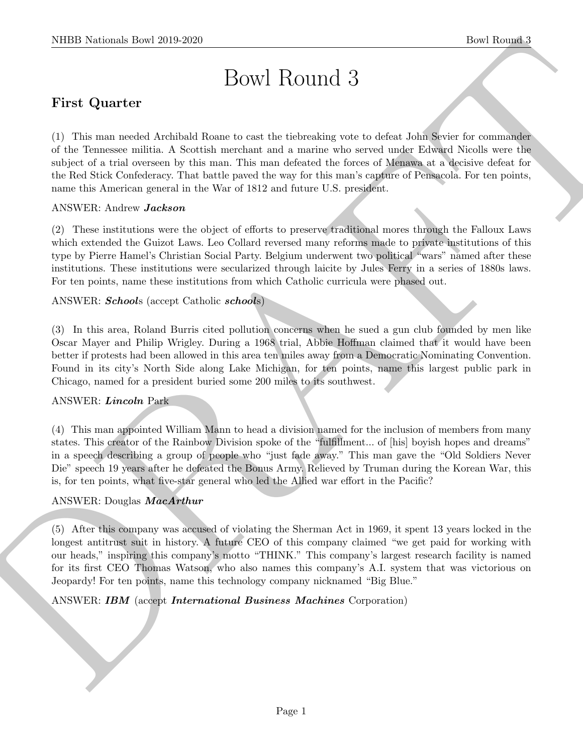# Bowl Round 3

## First Quarter

(1) This man needed Archibald Roane to cast the tiebreaking vote to defeat John Sevier for commander of the Tennessee militia. A Scottish merchant and a marine who served under Edward Nicolls were the subject of a trial overseen by this man. This man defeated the forces of Menawa at a decisive defeat for the Red Stick Confederacy. That battle paved the way for this man's capture of Pensacola. For ten points, name this American general in the War of 1812 and future U.S. president.

ANSWER: Andrew ***Jackson***

(2) These institutions were the object of efforts to preserve traditional mores through the Falloux Laws which extended the Guizot Laws. Leo Collard reversed many reforms made to private institutions of this type by Pierre Hamel's Christian Social Party. Belgium underwent two political "wars" named after these institutions. These institutions were secularized through laicite by Jules Ferry in a series of 1880s laws. For ten points, name these institutions from which Catholic curricula were phased out.

ANSWER: ***School***s (accept Catholic ***school***s)

(3) In this area, Roland Burris cited pollution concerns when he sued a gun club founded by men like Oscar Mayer and Philip Wrigley. During a 1968 trial, Abbie Hoffman claimed that it would have been better if protests had been allowed in this area ten miles away from a Democratic Nominating Convention. Found in its city's North Side along Lake Michigan, for ten points, name this largest public park in Chicago, named for a president buried some 200 miles to its southwest.

ANSWER: ***Lincoln*** Park

(4) This man appointed William Mann to head a division named for the inclusion of members from many states. This creator of the Rainbow Division spoke of the "fulfillment... of [his] boyish hopes and dreams" in a speech describing a group of people who "just fade away." This man gave the "Old Soldiers Never Die" speech 19 years after he defeated the Bonus Army. Relieved by Truman during the Korean War, this is, for ten points, what five-star general who led the Allied war effort in the Pacific?

ANSWER: Douglas ***MacArthur***

(5) After this company was accused of violating the Sherman Act in 1969, it spent 13 years locked in the longest antitrust suit in history. A future CEO of this company claimed "we get paid for working with our heads," inspiring this company's motto "THINK." This company's largest research facility is named for its first CEO Thomas Watson, who also names this company's A.I. system that was victorious on Jeopardy! For ten points, name this technology company nicknamed "Big Blue."

ANSWER: ***IBM*** (accept ***International Business Machines*** Corporation)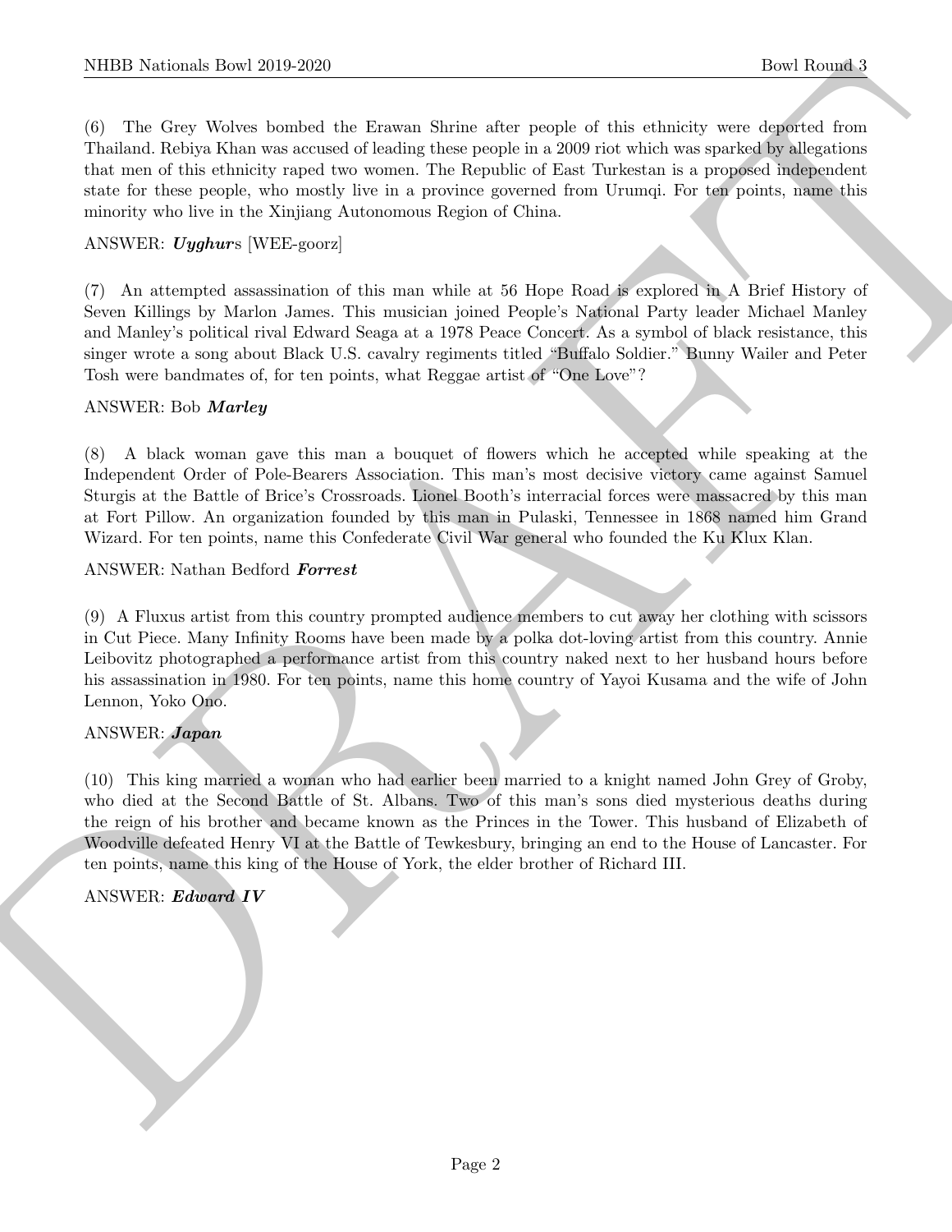(6) The Grey Wolves bombed the Erawan Shrine after people of this ethnicity were deported from Thailand. Rebiya Khan was accused of leading these people in a 2009 riot which was sparked by allegations that men of this ethnicity raped two women. The Republic of East Turkestan is a proposed independent state for these people, who mostly live in a province governed from Urumqi. For ten points, name this minority who live in the Xinjiang Autonomous Region of China.

ANSWER: ***Uyghur***s [WEE-goorz]

(7) An attempted assassination of this man while at 56 Hope Road is explored in A Brief History of Seven Killings by Marlon James. This musician joined People's National Party leader Michael Manley and Manley's political rival Edward Seaga at a 1978 Peace Concert. As a symbol of black resistance, this singer wrote a song about Black U.S. cavalry regiments titled "Buffalo Soldier." Bunny Wailer and Peter Tosh were bandmates of, for ten points, what Reggae artist of "One Love"?

ANSWER: Bob ***Marley***

(8) A black woman gave this man a bouquet of flowers which he accepted while speaking at the Independent Order of Pole-Bearers Association. This man's most decisive victory came against Samuel Sturgis at the Battle of Brice's Crossroads. Lionel Booth's interracial forces were massacred by this man at Fort Pillow. An organization founded by this man in Pulaski, Tennessee in 1868 named him Grand Wizard. For ten points, name this Confederate Civil War general who founded the Ku Klux Klan.

ANSWER: Nathan Bedford ***Forrest***

(9) A Fluxus artist from this country prompted audience members to cut away her clothing with scissors in Cut Piece. Many Infinity Rooms have been made by a polka dot-loving artist from this country. Annie Leibovitz photographed a performance artist from this country naked next to her husband hours before his assassination in 1980. For ten points, name this home country of Yayoi Kusama and the wife of John Lennon, Yoko Ono.

ANSWER: ***Japan***

(10) This king married a woman who had earlier been married to a knight named John Grey of Groby, who died at the Second Battle of St. Albans. Two of this man's sons died mysterious deaths during the reign of his brother and became known as the Princes in the Tower. This husband of Elizabeth of Woodville defeated Henry VI at the Battle of Tewkesbury, bringing an end to the House of Lancaster. For ten points, name this king of the House of York, the elder brother of Richard III.

ANSWER: ***Edward IV***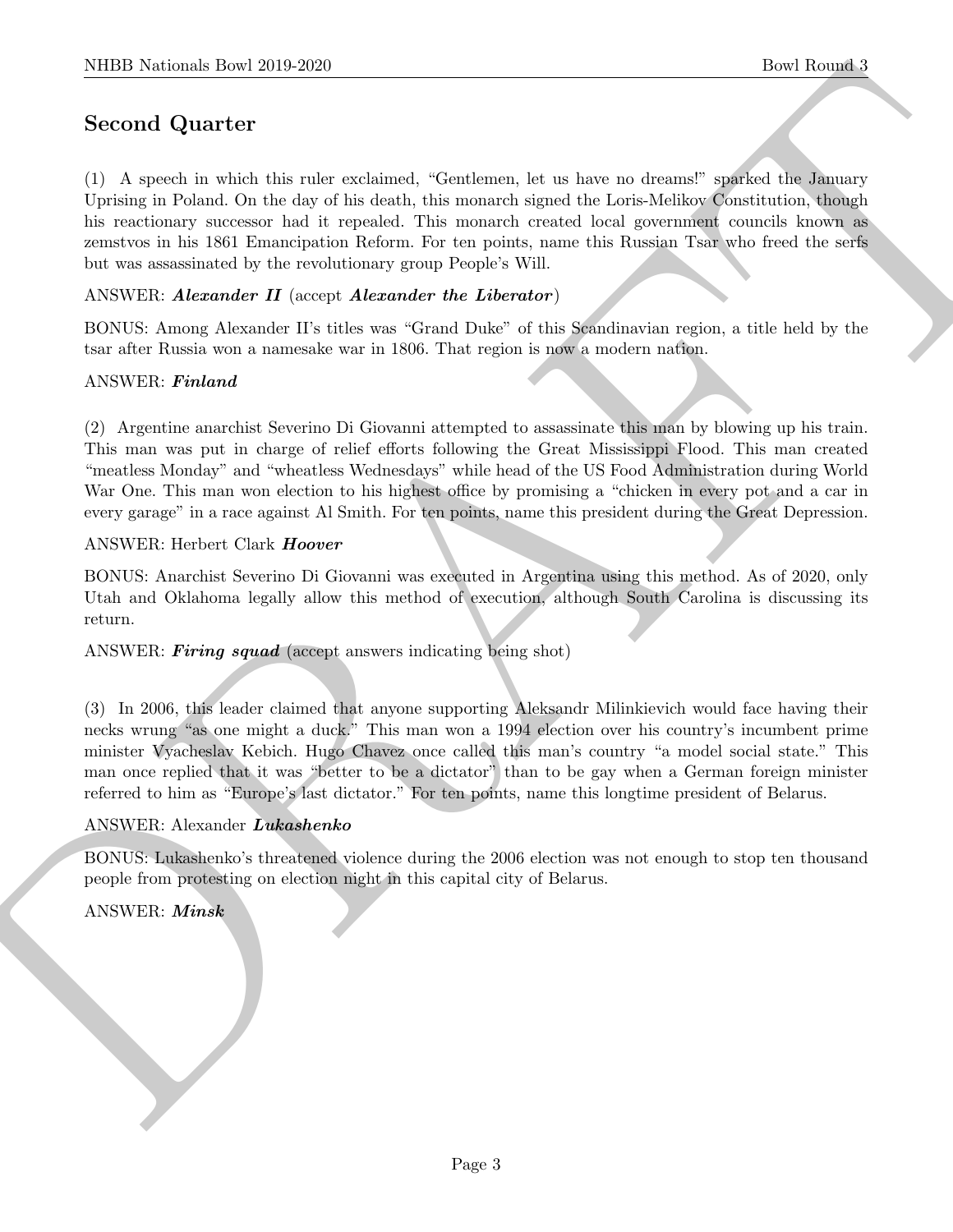## Second Quarter

(1) A speech in which this ruler exclaimed, "Gentlemen, let us have no dreams!" sparked the January Uprising in Poland. On the day of his death, this monarch signed the Loris-Melikov Constitution, though his reactionary successor had it repealed. This monarch created local government councils known as zemstvos in his 1861 Emancipation Reform. For ten points, name this Russian Tsar who freed the serfs but was assassinated by the revolutionary group People's Will.

ANSWER: ***Alexander II*** (accept ***Alexander the Liberator***)

BONUS: Among Alexander II's titles was "Grand Duke" of this Scandinavian region, a title held by the tsar after Russia won a namesake war in 1806. That region is now a modern nation.

ANSWER: ***Finland***

(2) Argentine anarchist Severino Di Giovanni attempted to assassinate this man by blowing up his train. This man was put in charge of relief efforts following the Great Mississippi Flood. This man created "meatless Monday" and "wheatless Wednesdays" while head of the US Food Administration during World War One. This man won election to his highest office by promising a "chicken in every pot and a car in every garage" in a race against Al Smith. For ten points, name this president during the Great Depression.

ANSWER: Herbert Clark ***Hoover***

BONUS: Anarchist Severino Di Giovanni was executed in Argentina using this method. As of 2020, only Utah and Oklahoma legally allow this method of execution, although South Carolina is discussing its return.

ANSWER: ***Firing squad*** (accept answers indicating being shot)

(3) In 2006, this leader claimed that anyone supporting Aleksandr Milinkievich would face having their necks wrung "as one might a duck." This man won a 1994 election over his country's incumbent prime minister Vyacheslav Kebich. Hugo Chavez once called this man's country "a model social state." This man once replied that it was "better to be a dictator" than to be gay when a German foreign minister referred to him as "Europe's last dictator." For ten points, name this longtime president of Belarus.

ANSWER: Alexander ***Lukashenko***

BONUS: Lukashenko's threatened violence during the 2006 election was not enough to stop ten thousand people from protesting on election night in this capital city of Belarus.

ANSWER: ***Minsk***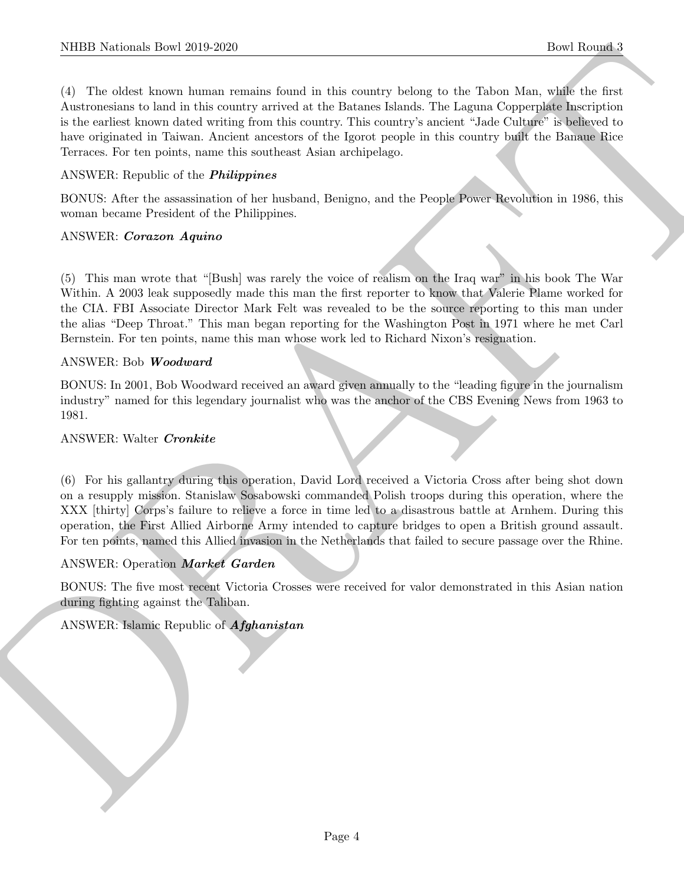(4) The oldest known human remains found in this country belong to the Tabon Man, while the first Austronesians to land in this country arrived at the Batanes Islands. The Laguna Copperplate Inscription is the earliest known dated writing from this country. This country's ancient "Jade Culture" is believed to have originated in Taiwan. Ancient ancestors of the Igorot people in this country built the Banaue Rice Terraces. For ten points, name this southeast Asian archipelago.

ANSWER: Republic of the ***Philippines***

BONUS: After the assassination of her husband, Benigno, and the People Power Revolution in 1986, this woman became President of the Philippines.

ANSWER: ***Corazon Aquino***

(5) This man wrote that "[Bush] was rarely the voice of realism on the Iraq war" in his book The War Within. A 2003 leak supposedly made this man the first reporter to know that Valerie Plame worked for the CIA. FBI Associate Director Mark Felt was revealed to be the source reporting to this man under the alias "Deep Throat." This man began reporting for the Washington Post in 1971 where he met Carl Bernstein. For ten points, name this man whose work led to Richard Nixon's resignation.

ANSWER: Bob ***Woodward***

BONUS: In 2001, Bob Woodward received an award given annually to the "leading figure in the journalism industry" named for this legendary journalist who was the anchor of the CBS Evening News from 1963 to 1981.

ANSWER: Walter ***Cronkite***

(6) For his gallantry during this operation, David Lord received a Victoria Cross after being shot down on a resupply mission. Stanislaw Sosabowski commanded Polish troops during this operation, where the XXX [thirty] Corps's failure to relieve a force in time led to a disastrous battle at Arnhem. During this operation, the First Allied Airborne Army intended to capture bridges to open a British ground assault. For ten points, named this Allied invasion in the Netherlands that failed to secure passage over the Rhine.

ANSWER: Operation ***Market Garden***

BONUS: The five most recent Victoria Crosses were received for valor demonstrated in this Asian nation during fighting against the Taliban.

ANSWER: Islamic Republic of ***Afghanistan***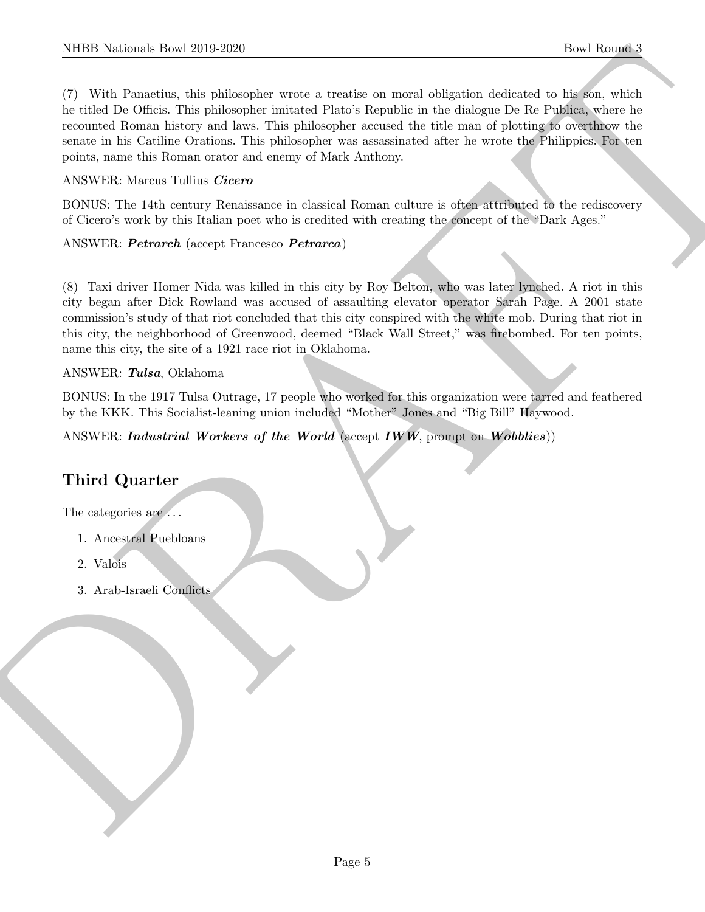(7) With Panaetius, this philosopher wrote a treatise on moral obligation dedicated to his son, which he titled De Officis. This philosopher imitated Plato's Republic in the dialogue De Re Publica, where he recounted Roman history and laws. This philosopher accused the title man of plotting to overthrow the senate in his Catiline Orations. This philosopher was assassinated after he wrote the Philippics. For ten points, name this Roman orator and enemy of Mark Anthony.

ANSWER: Marcus Tullius ***Cicero***

BONUS: The 14th century Renaissance in classical Roman culture is often attributed to the rediscovery of Cicero's work by this Italian poet who is credited with creating the concept of the "Dark Ages."

ANSWER: ***Petrarch*** (accept Francesco ***Petrarca***)

(8) Taxi driver Homer Nida was killed in this city by Roy Belton, who was later lynched. A riot in this city began after Dick Rowland was accused of assaulting elevator operator Sarah Page. A 2001 state commission's study of that riot concluded that this city conspired with the white mob. During that riot in this city, the neighborhood of Greenwood, deemed "Black Wall Street," was firebombed. For ten points, name this city, the site of a 1921 race riot in Oklahoma.

ANSWER: ***Tulsa***, Oklahoma

BONUS: In the 1917 Tulsa Outrage, 17 people who worked for this organization were tarred and feathered by the KKK. This Socialist-leaning union included "Mother" Jones and "Big Bill" Haywood.

ANSWER: ***Industrial Workers of the World*** (accept ***IWW***, prompt on ***Wobblies***))

## Third Quarter

The categories are . . .

1. Ancestral Puebloans
2. Valois
3. Arab-Israeli Conflicts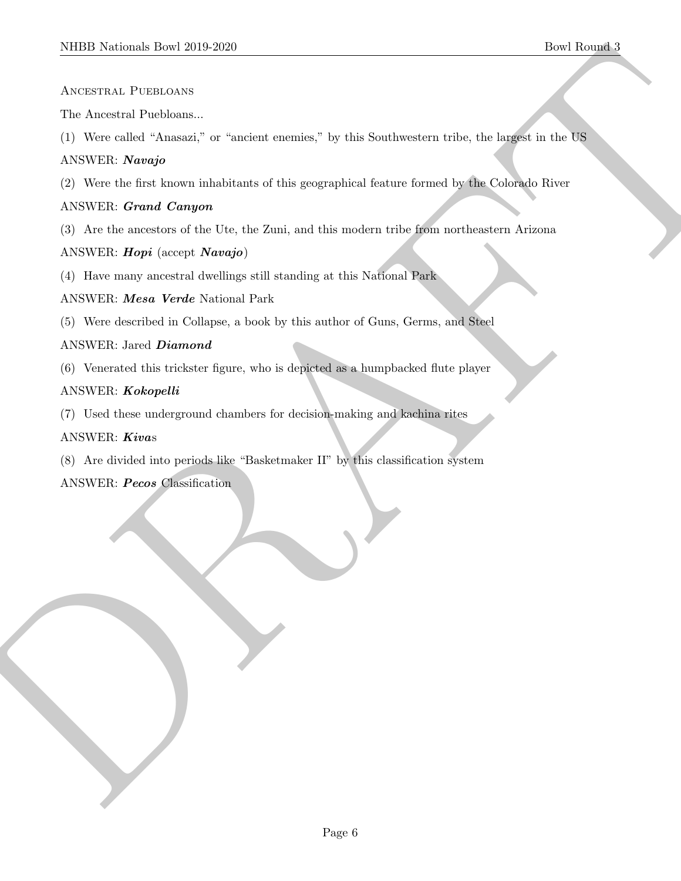Ancestral Puebloans

The Ancestral Puebloans...

(1) Were called "Anasazi," or "ancient enemies," by this Southwestern tribe, the largest in the US

ANSWER: ***Navajo***

(2) Were the first known inhabitants of this geographical feature formed by the Colorado River

ANSWER: ***Grand Canyon***

(3) Are the ancestors of the Ute, the Zuni, and this modern tribe from northeastern Arizona

ANSWER: ***Hopi*** (accept ***Navajo***)

(4) Have many ancestral dwellings still standing at this National Park

ANSWER: ***Mesa Verde*** National Park

(5) Were described in Collapse, a book by this author of Guns, Germs, and Steel

ANSWER: Jared ***Diamond***

(6) Venerated this trickster figure, who is depicted as a humpbacked flute player

ANSWER: ***Kokopelli***

(7) Used these underground chambers for decision-making and kachina rites

ANSWER: ***Kiva***s

(8) Are divided into periods like "Basketmaker II" by this classification system

ANSWER: ***Pecos*** Classification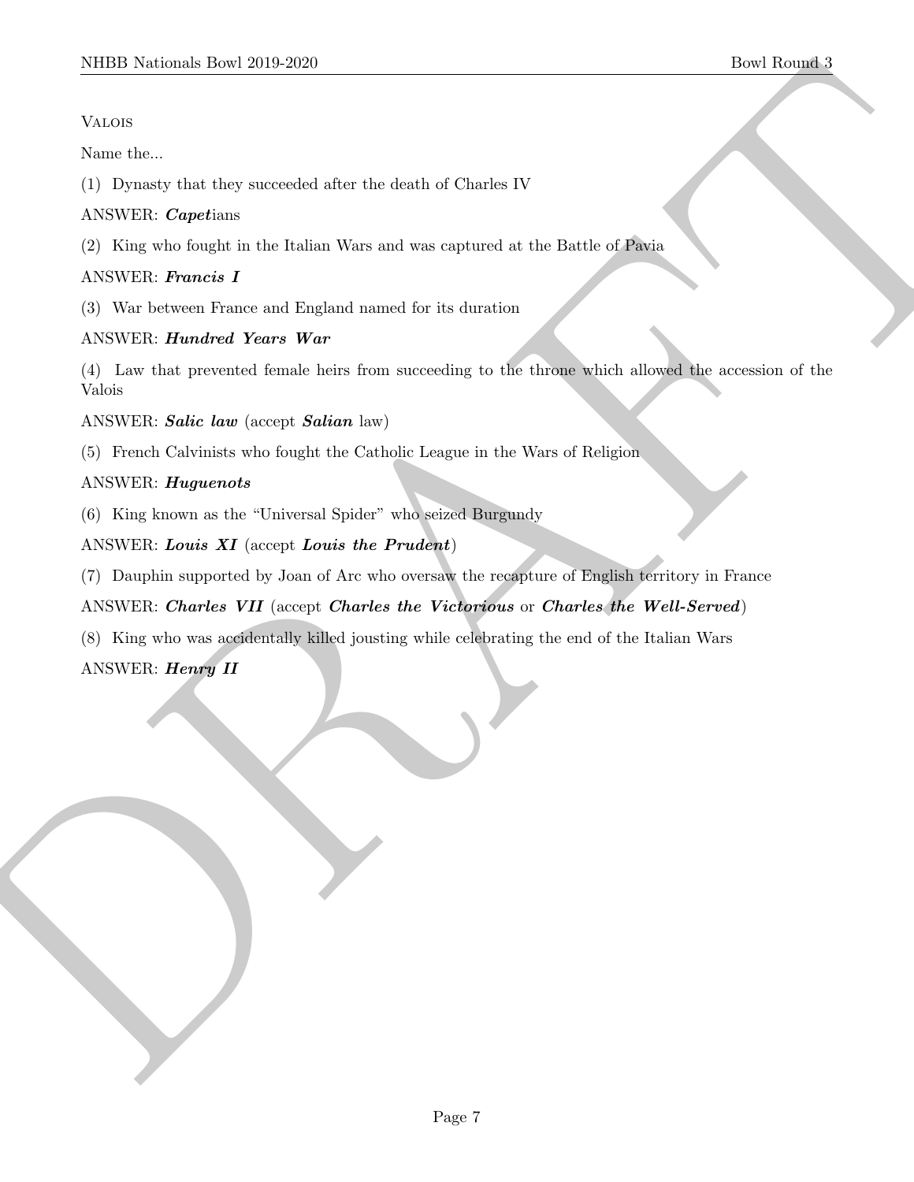VALOIS

Name the...

(1) Dynasty that they succeeded after the death of Charles IV

ANSWER: ***Capet***ians

(2) King who fought in the Italian Wars and was captured at the Battle of Pavia

ANSWER: ***Francis I***

(3) War between France and England named for its duration

ANSWER: ***Hundred Years War***

(4) Law that prevented female heirs from succeeding to the throne which allowed the accession of the Valois

ANSWER: ***Salic law*** (accept ***Salian*** law)

(5) French Calvinists who fought the Catholic League in the Wars of Religion

ANSWER: ***Huguenots***

(6) King known as the "Universal Spider" who seized Burgundy

ANSWER: ***Louis XI*** (accept ***Louis the Prudent***)

(7) Dauphin supported by Joan of Arc who oversaw the recapture of English territory in France

ANSWER: ***Charles VII*** (accept ***Charles the Victorious*** or ***Charles the Well-Served***)

(8) King who was accidentally killed jousting while celebrating the end of the Italian Wars

ANSWER: ***Henry II***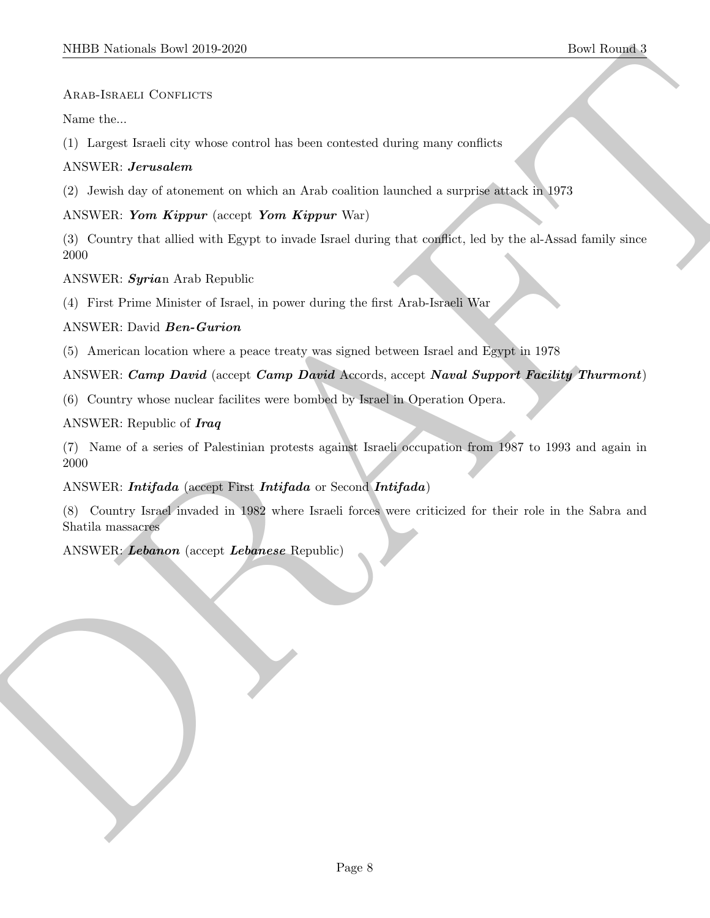Arab-Israeli Conflicts

Name the...

(1) Largest Israeli city whose control has been contested during many conflicts

ANSWER: ***Jerusalem***

(2) Jewish day of atonement on which an Arab coalition launched a surprise attack in 1973

ANSWER: ***Yom Kippur*** (accept ***Yom Kippur*** War)

(3) Country that allied with Egypt to invade Israel during that conflict, led by the al-Assad family since 2000

ANSWER: ***Syria***n Arab Republic

(4) First Prime Minister of Israel, in power during the first Arab-Israeli War

ANSWER: David ***Ben-Gurion***

(5) American location where a peace treaty was signed between Israel and Egypt in 1978

ANSWER: ***Camp David*** (accept ***Camp David*** Accords, accept ***Naval Support Facility Thurmont***)

(6) Country whose nuclear facilites were bombed by Israel in Operation Opera.

ANSWER: Republic of ***Iraq***

(7) Name of a series of Palestinian protests against Israeli occupation from 1987 to 1993 and again in 2000

ANSWER: ***Intifada*** (accept First ***Intifada*** or Second ***Intifada***)

(8) Country Israel invaded in 1982 where Israeli forces were criticized for their role in the Sabra and Shatila massacres

ANSWER: ***Lebanon*** (accept ***Lebanese*** Republic)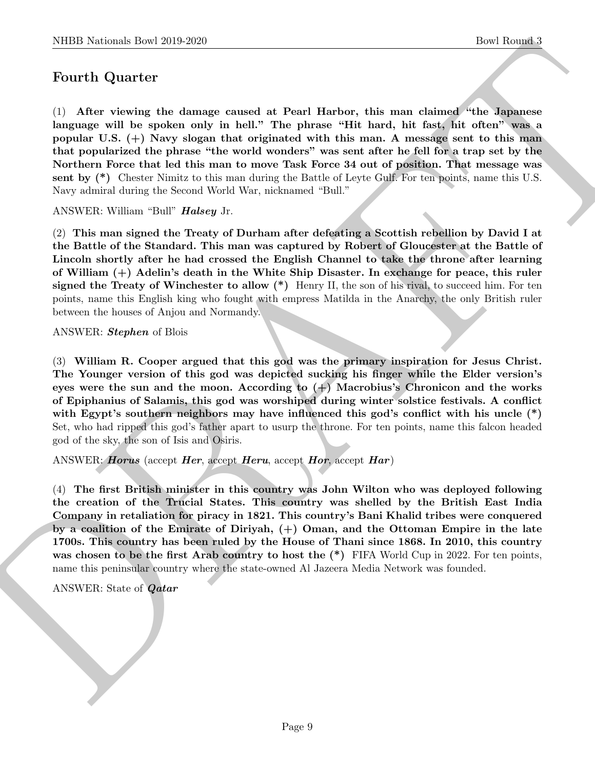## Fourth Quarter

(1) **After viewing the damage caused at Pearl Harbor, this man claimed "the Japanese language will be spoken only in hell." The phrase "Hit hard, hit fast, hit often" was a popular U.S. (+) Navy slogan that originated with this man. A message sent to this man that popularized the phrase "the world wonders" was sent after he fell for a trap set by the Northern Force that led this man to move Task Force 34 out of position. That message was sent by (*)** Chester Nimitz to this man during the Battle of Leyte Gulf. For ten points, name this U.S. Navy admiral during the Second World War, nicknamed "Bull."

ANSWER: William "Bull" ***Halsey*** Jr.

(2) **This man signed the Treaty of Durham after defeating a Scottish rebellion by David I at the Battle of the Standard. This man was captured by Robert of Gloucester at the Battle of Lincoln shortly after he had crossed the English Channel to take the throne after learning of William (+) Adelin's death in the White Ship Disaster. In exchange for peace, this ruler signed the Treaty of Winchester to allow (*)** Henry II, the son of his rival, to succeed him. For ten points, name this English king who fought with empress Matilda in the Anarchy, the only British ruler between the houses of Anjou and Normandy.

ANSWER: ***Stephen*** of Blois

(3) **William R. Cooper argued that this god was the primary inspiration for Jesus Christ. The Younger version of this god was depicted sucking his finger while the Elder version's eyes were the sun and the moon. According to (+) Macrobius's Chronicon and the works of Epiphanius of Salamis, this god was worshiped during winter solstice festivals. A conflict with Egypt's southern neighbors may have influenced this god's conflict with his uncle (*)** Set, who had ripped this god's father apart to usurp the throne. For ten points, name this falcon headed god of the sky, the son of Isis and Osiris.

ANSWER: ***Horus*** (accept ***Her***, accept ***Heru***, accept ***Hor***, accept ***Har***)

(4) **The first British minister in this country was John Wilton who was deployed following the creation of the Trucial States. This country was shelled by the British East India Company in retaliation for piracy in 1821. This country's Bani Khalid tribes were conquered by a coalition of the Emirate of Diriyah, (+) Oman, and the Ottoman Empire in the late 1700s. This country has been ruled by the House of Thani since 1868. In 2010, this country was chosen to be the first Arab country to host the (*)** FIFA World Cup in 2022. For ten points, name this peninsular country where the state-owned Al Jazeera Media Network was founded.

ANSWER: State of ***Qatar***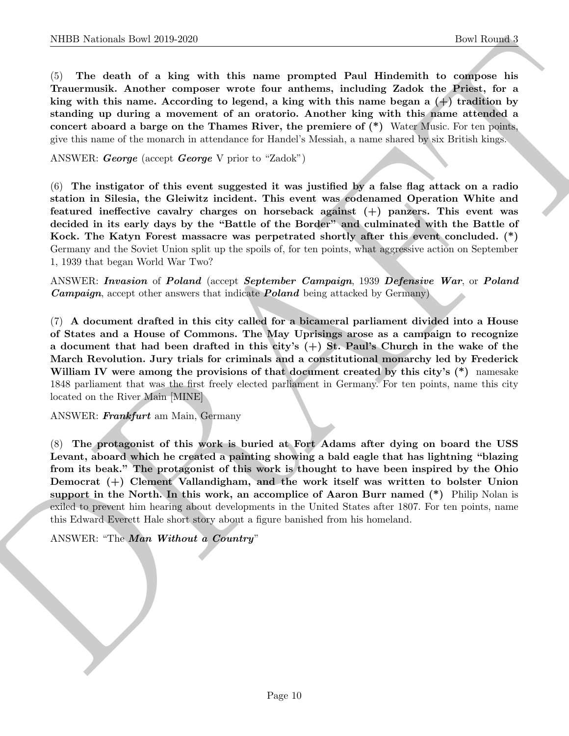(5) **The death of a king with this name prompted Paul Hindemith to compose his Trauermusik. Another composer wrote four anthems, including Zadok the Priest, for a king with this name. According to legend, a king with this name began a (+) tradition by standing up during a movement of an oratorio. Another king with this name attended a concert aboard a barge on the Thames River, the premiere of (*)** Water Music. For ten points, give this name of the monarch in attendance for Handel's Messiah, a name shared by six British kings.

ANSWER: ***George*** (accept ***George*** V prior to "Zadok")

(6) **The instigator of this event suggested it was justified by a false flag attack on a radio station in Silesia, the Gleiwitz incident. This event was codenamed Operation White and featured ineffective cavalry charges on horseback against (+) panzers. This event was decided in its early days by the "Battle of the Border" and culminated with the Battle of Kock. The Katyn Forest massacre was perpetrated shortly after this event concluded. (*)** Germany and the Soviet Union split up the spoils of, for ten points, what aggressive action on September 1, 1939 that began World War Two?

ANSWER: ***Invasion*** of ***Poland*** (accept ***September Campaign***, 1939 ***Defensive War***, or ***Poland Campaign***, accept other answers that indicate ***Poland*** being attacked by Germany)

(7) **A document drafted in this city called for a bicameral parliament divided into a House of States and a House of Commons. The May Uprisings arose as a campaign to recognize a document that had been drafted in this city's (+) St. Paul's Church in the wake of the March Revolution. Jury trials for criminals and a constitutional monarchy led by Frederick William IV were among the provisions of that document created by this city's (*)** namesake 1848 parliament that was the first freely elected parliament in Germany. For ten points, name this city located on the River Main [MINE]

ANSWER: ***Frankfurt*** am Main, Germany

(8) **The protagonist of this work is buried at Fort Adams after dying on board the USS Levant, aboard which he created a painting showing a bald eagle that has lightning "blazing from its beak." The protagonist of this work is thought to have been inspired by the Ohio Democrat (+) Clement Vallandigham, and the work itself was written to bolster Union support in the North. In this work, an accomplice of Aaron Burr named (*)** Philip Nolan is exiled to prevent him hearing about developments in the United States after 1807. For ten points, name this Edward Everett Hale short story about a figure banished from his homeland.

ANSWER: "The ***Man Without a Country***"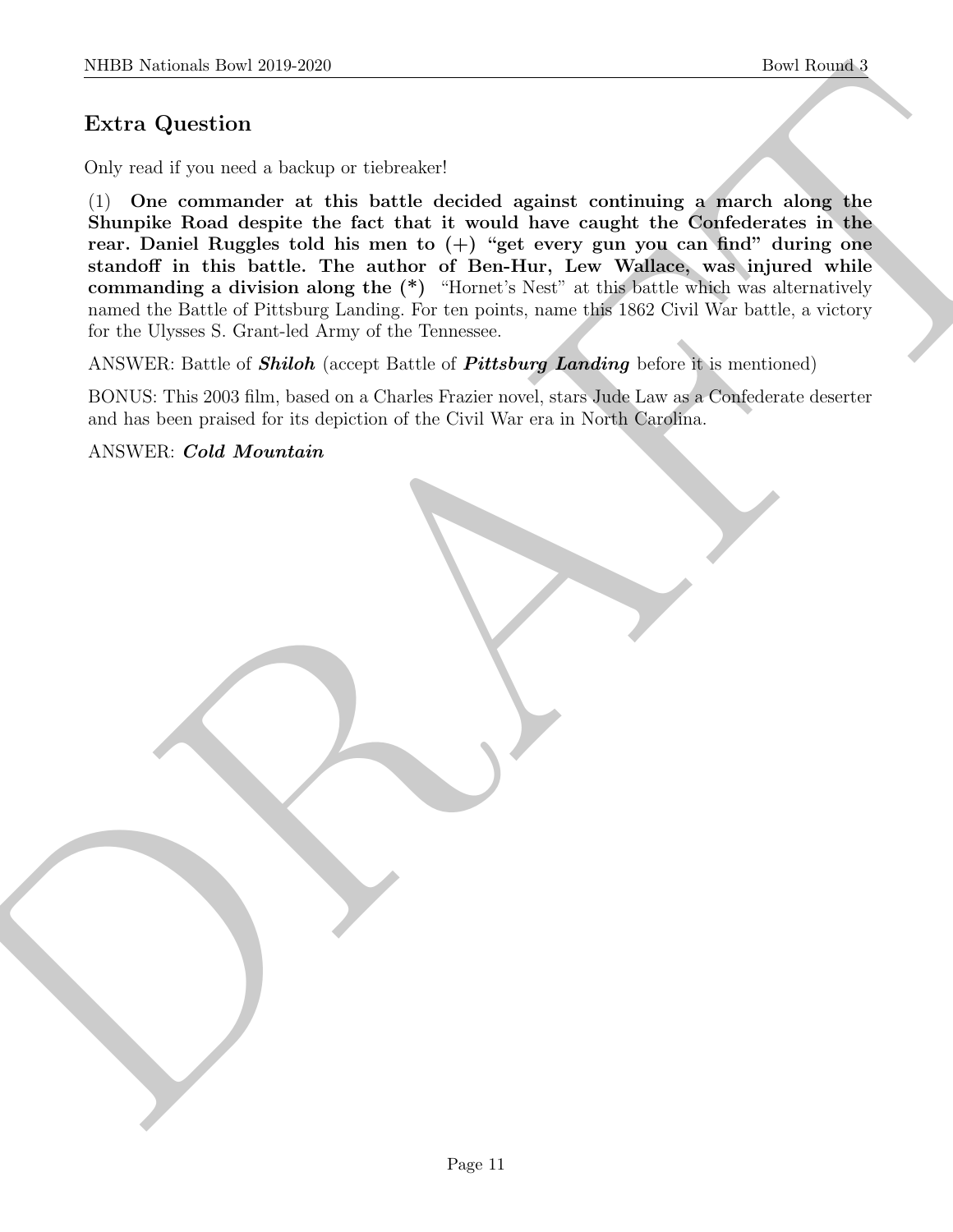## Extra Question

Only read if you need a backup or tiebreaker!

(1) **One commander at this battle decided against continuing a march along the Shunpike Road despite the fact that it would have caught the Confederates in the rear. Daniel Ruggles told his men to (+) "get every gun you can find" during one standoff in this battle. The author of Ben-Hur, Lew Wallace, was injured while commanding a division along the (*)** "Hornet's Nest" at this battle which was alternatively named the Battle of Pittsburg Landing. For ten points, name this 1862 Civil War battle, a victory for the Ulysses S. Grant-led Army of the Tennessee.

ANSWER: Battle of ***Shiloh*** (accept Battle of ***Pittsburg Landing*** before it is mentioned)

BONUS: This 2003 film, based on a Charles Frazier novel, stars Jude Law as a Confederate deserter and has been praised for its depiction of the Civil War era in North Carolina.

ANSWER: ***Cold Mountain***